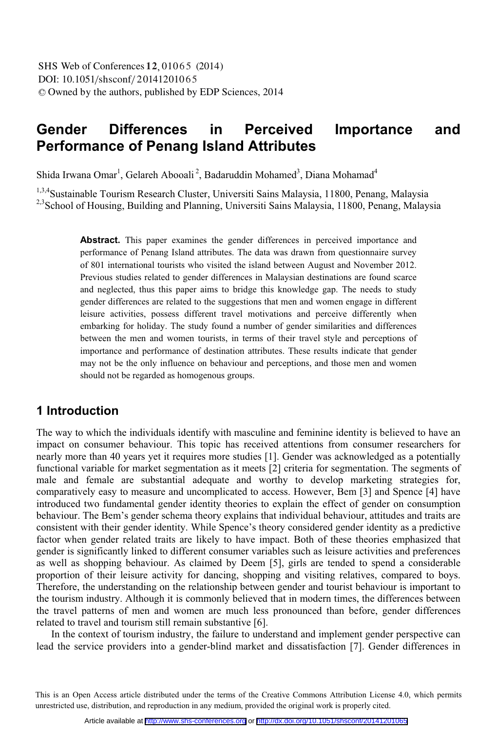# Gender Differences in Perceived Importance and Performance of Penang Island Attributes

Shida Irwana Omar[1], Gelareh Abooali [2], Badaruddin Mohamed[3], Diana Mohamad[4]

[1,3,4]Sustainable Tourism Research Cluster, Universiti Sains Malaysia, 11800, Penang, Malaysia
[2,3]School of Housing, Building and Planning, Universiti Sains Malaysia, 11800, Penang, Malaysia

**Abstract.** This paper examines the gender differences in perceived importance and performance of Penang Island attributes. The data was drawn from questionnaire survey of 801 international tourists who visited the island between August and November 2012. Previous studies related to gender differences in Malaysian destinations are found scarce and neglected, thus this paper aims to bridge this knowledge gap. The needs to study gender differences are related to the suggestions that men and women engage in different leisure activities, possess different travel motivations and perceive differently when embarking for holiday. The study found a number of gender similarities and differences between the men and women tourists, in terms of their travel style and perceptions of importance and performance of destination attributes. These results indicate that gender may not be the only influence on behaviour and perceptions, and those men and women should not be regarded as homogenous groups.

## 1 Introduction

The way to which the individuals identify with masculine and feminine identity is believed to have an impact on consumer behaviour. This topic has received attentions from consumer researchers for nearly more than 40 years yet it requires more studies [1]. Gender was acknowledged as a potentially functional variable for market segmentation as it meets [2] criteria for segmentation. The segments of male and female are substantial adequate and worthy to develop marketing strategies for, comparatively easy to measure and uncomplicated to access. However, Bem [3] and Spence [4] have introduced two fundamental gender identity theories to explain the effect of gender on consumption behaviour. The Bem's gender schema theory explains that individual behaviour, attitudes and traits are consistent with their gender identity. While Spence's theory considered gender identity as a predictive factor when gender related traits are likely to have impact. Both of these theories emphasized that gender is significantly linked to different consumer variables such as leisure activities and preferences as well as shopping behaviour. As claimed by Deem [5], girls are tended to spend a considerable proportion of their leisure activity for dancing, shopping and visiting relatives, compared to boys. Therefore, the understanding on the relationship between gender and tourist behaviour is important to the tourism industry. Although it is commonly believed that in modern times, the differences between the travel patterns of men and women are much less pronounced than before, gender differences related to travel and tourism still remain substantive [6].

In the context of tourism industry, the failure to understand and implement gender perspective can lead the service providers into a gender-blind market and dissatisfaction [7]. Gender differences in

This is an Open Access article distributed under the terms of the Creative Commons Attribution License 4.0, which permits unrestricted use, distribution, and reproduction in any medium, provided the original work is properly cited.

Article available at http://www.shs-conferences.org or http://dx.doi.org/10.1051/shsconf/20141201065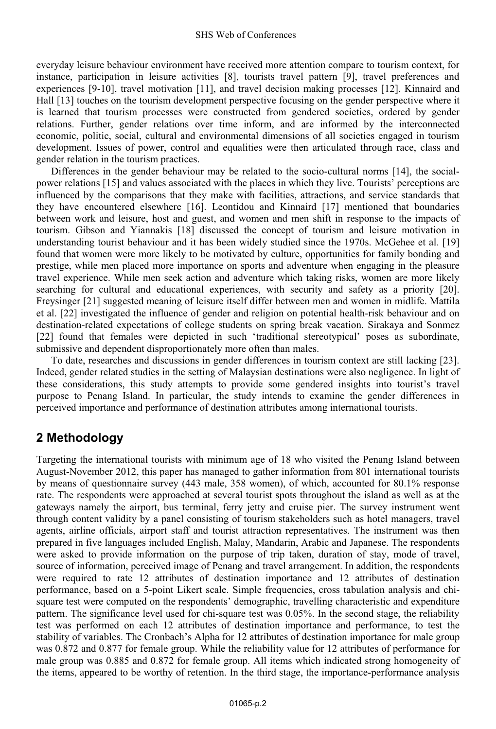everyday leisure behaviour environment have received more attention compare to tourism context, for instance, participation in leisure activities [8], tourists travel pattern [9], travel preferences and experiences [9-10], travel motivation [11], and travel decision making processes [12]. Kinnaird and Hall [13] touches on the tourism development perspective focusing on the gender perspective where it is learned that tourism processes were constructed from gendered societies, ordered by gender relations. Further, gender relations over time inform, and are informed by the interconnected economic, politic, social, cultural and environmental dimensions of all societies engaged in tourism development. Issues of power, control and equalities were then articulated through race, class and gender relation in the tourism practices.

Differences in the gender behaviour may be related to the socio-cultural norms [14], the social-power relations [15] and values associated with the places in which they live. Tourists' perceptions are influenced by the comparisons that they make with facilities, attractions, and service standards that they have encountered elsewhere [16]. Leontidou and Kinnaird [17] mentioned that boundaries between work and leisure, host and guest, and women and men shift in response to the impacts of tourism. Gibson and Yiannakis [18] discussed the concept of tourism and leisure motivation in understanding tourist behaviour and it has been widely studied since the 1970s. McGehee et al. [19] found that women were more likely to be motivated by culture, opportunities for family bonding and prestige, while men placed more importance on sports and adventure when engaging in the pleasure travel experience. While men seek action and adventure which taking risks, women are more likely searching for cultural and educational experiences, with security and safety as a priority [20]. Freysinger [21] suggested meaning of leisure itself differ between men and women in midlife. Mattila et al. [22] investigated the influence of gender and religion on potential health-risk behaviour and on destination-related expectations of college students on spring break vacation. Sirakaya and Sonmez [22] found that females were depicted in such 'traditional stereotypical' poses as subordinate, submissive and dependent disproportionately more often than males.

To date, researches and discussions in gender differences in tourism context are still lacking [23]. Indeed, gender related studies in the setting of Malaysian destinations were also negligence. In light of these considerations, this study attempts to provide some gendered insights into tourist's travel purpose to Penang Island. In particular, the study intends to examine the gender differences in perceived importance and performance of destination attributes among international tourists.

## 2 Methodology

Targeting the international tourists with minimum age of 18 who visited the Penang Island between August-November 2012, this paper has managed to gather information from 801 international tourists by means of questionnaire survey (443 male, 358 women), of which, accounted for 80.1% response rate. The respondents were approached at several tourist spots throughout the island as well as at the gateways namely the airport, bus terminal, ferry jetty and cruise pier. The survey instrument went through content validity by a panel consisting of tourism stakeholders such as hotel managers, travel agents, airline officials, airport staff and tourist attraction representatives. The instrument was then prepared in five languages included English, Malay, Mandarin, Arabic and Japanese. The respondents were asked to provide information on the purpose of trip taken, duration of stay, mode of travel, source of information, perceived image of Penang and travel arrangement. In addition, the respondents were required to rate 12 attributes of destination importance and 12 attributes of destination performance, based on a 5-point Likert scale. Simple frequencies, cross tabulation analysis and chi-square test were computed on the respondents' demographic, travelling characteristic and expenditure pattern. The significance level used for chi-square test was 0.05%. In the second stage, the reliability test was performed on each 12 attributes of destination importance and performance, to test the stability of variables. The Cronbach's Alpha for 12 attributes of destination importance for male group was 0.872 and 0.877 for female group. While the reliability value for 12 attributes of performance for male group was 0.885 and 0.872 for female group. All items which indicated strong homogeneity of the items, appeared to be worthy of retention. In the third stage, the importance-performance analysis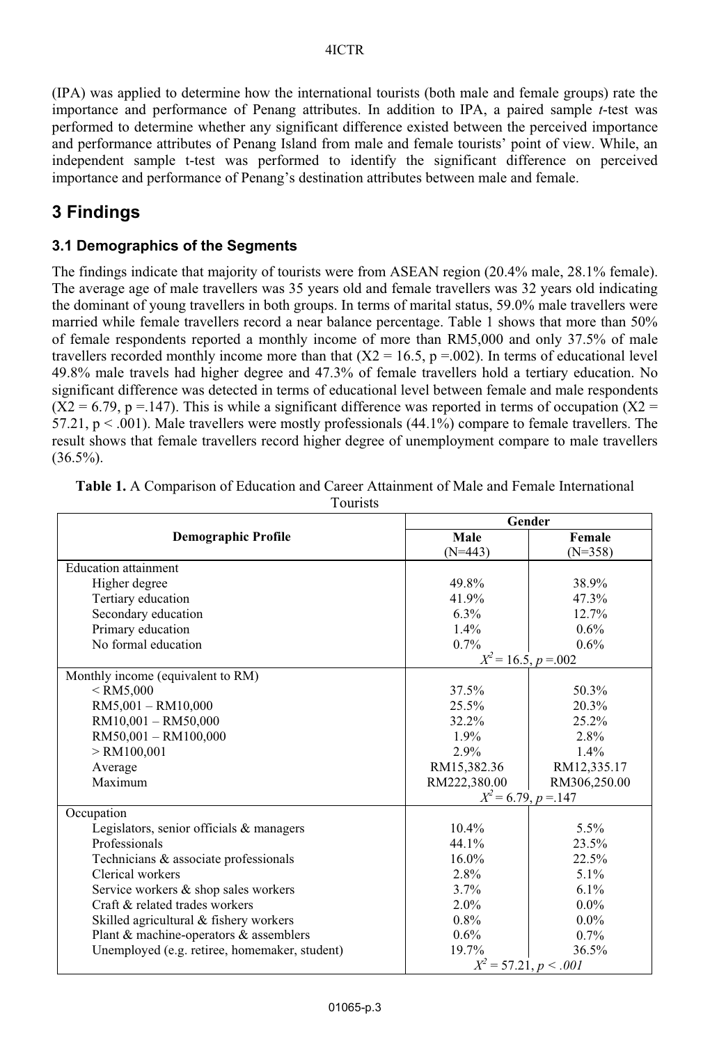(IPA) was applied to determine how the international tourists (both male and female groups) rate the importance and performance of Penang attributes. In addition to IPA, a paired sample *t*-test was performed to determine whether any significant difference existed between the perceived importance and performance attributes of Penang Island from male and female tourists' point of view. While, an independent sample t-test was performed to identify the significant difference on perceived importance and performance of Penang's destination attributes between male and female.

# 3 Findings

## 3.1 Demographics of the Segments

The findings indicate that majority of tourists were from ASEAN region (20.4% male, 28.1% female). The average age of male travellers was 35 years old and female travellers was 32 years old indicating the dominant of young travellers in both groups. In terms of marital status, 59.0% male travellers were married while female travellers record a near balance percentage. Table 1 shows that more than 50% of female respondents reported a monthly income of more than RM5,000 and only 37.5% of male travellers recorded monthly income more than that ($X2 = 16.5$, $p = .002$). In terms of educational level 49.8% male travels had higher degree and 47.3% of female travellers hold a tertiary education. No significant difference was detected in terms of educational level between female and male respondents ($X2 = 6.79$, $p = .147$). This is while a significant difference was reported in terms of occupation ($X2 = 57.21$, $p < .001$). Male travellers were mostly professionals (44.1%) compare to female travellers. The result shows that female travellers record higher degree of unemployment compare to male travellers (36.5%).

**Table 1.** A Comparison of Education and Career Attainment of Male and Female International Tourists

| Demographic Profile | Gender | |
|---|---|---|
| | Male (N=443) | Female (N=358) |
| Education attainment | | |
| Higher degree | 49.8% | 38.9% |
| Tertiary education | 41.9% | 47.3% |
| Secondary education | 6.3% | 12.7% |
| Primary education | 1.4% | 0.6% |
| No formal education | 0.7% | 0.6% |
| | $X^2 = 16.5$, $p = .002$ | |
| Monthly income (equivalent to RM) | | |
| < RM5,000 | 37.5% | 50.3% |
| RM5,001 – RM10,000 | 25.5% | 20.3% |
| RM10,001 – RM50,000 | 32.2% | 25.2% |
| RM50,001 – RM100,000 | 1.9% | 2.8% |
| > RM100,001 | 2.9% | 1.4% |
| Average | RM15,382.36 | RM12,335.17 |
| Maximum | RM222,380.00 | RM306,250.00 |
| | $X^2 = 6.79$, $p = .147$ | |
| Occupation | | |
| Legislators, senior officials & managers | 10.4% | 5.5% |
| Professionals | 44.1% | 23.5% |
| Technicians & associate professionals | 16.0% | 22.5% |
| Clerical workers | 2.8% | 5.1% |
| Service workers & shop sales workers | 3.7% | 6.1% |
| Craft & related trades workers | 2.0% | 0.0% |
| Skilled agricultural & fishery workers | 0.8% | 0.0% |
| Plant & machine-operators & assemblers | 0.6% | 0.7% |
| Unemployed (e.g. retiree, homemaker, student) | 19.7% | 36.5% |
| | $X^2 = 57.21$, $p < .001$ | |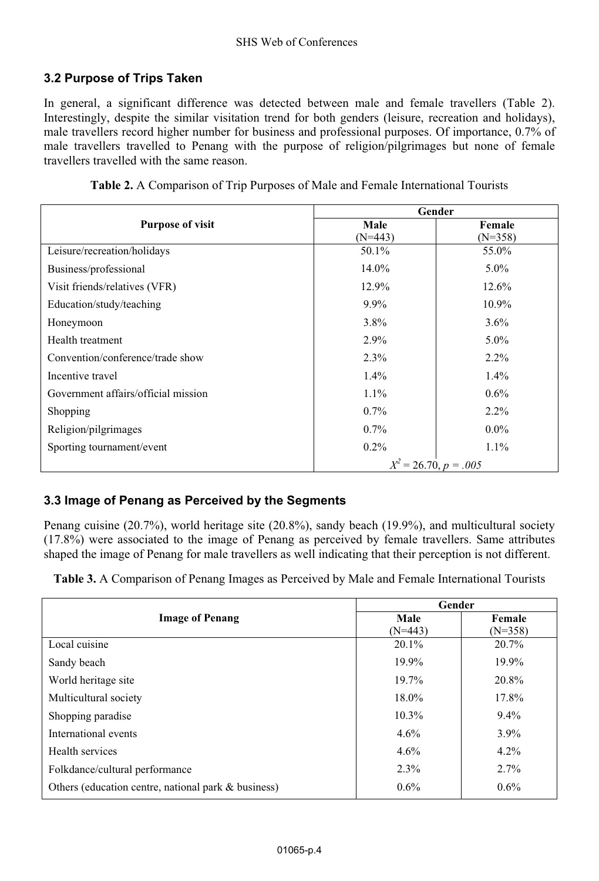### 3.2 Purpose of Trips Taken

In general, a significant difference was detected between male and female travellers (Table 2). Interestingly, despite the similar visitation trend for both genders (leisure, recreation and holidays), male travellers record higher number for business and professional purposes. Of importance, 0.7% of male travellers travelled to Penang with the purpose of religion/pilgrimages but none of female travellers travelled with the same reason.

**Table 2.** A Comparison of Trip Purposes of Male and Female International Tourists

| Purpose of visit | Gender | |
|---|---|---|
| | Male (N=443) | Female (N=358) |
| Leisure/recreation/holidays | 50.1% | 55.0% |
| Business/professional | 14.0% | 5.0% |
| Visit friends/relatives (VFR) | 12.9% | 12.6% |
| Education/study/teaching | 9.9% | 10.9% |
| Honeymoon | 3.8% | 3.6% |
| Health treatment | 2.9% | 5.0% |
| Convention/conference/trade show | 2.3% | 2.2% |
| Incentive travel | 1.4% | 1.4% |
| Government affairs/official mission | 1.1% | 0.6% |
| Shopping | 0.7% | 2.2% |
| Religion/pilgrimages | 0.7% | 0.0% |
| Sporting tournament/event | 0.2% | 1.1% |
| | $X^2 = 26.70$, $p = .005$ | |

### 3.3 Image of Penang as Perceived by the Segments

Penang cuisine (20.7%), world heritage site (20.8%), sandy beach (19.9%), and multicultural society (17.8%) were associated to the image of Penang as perceived by female travellers. Same attributes shaped the image of Penang for male travellers as well indicating that their perception is not different.

**Table 3.** A Comparison of Penang Images as Perceived by Male and Female International Tourists

| Image of Penang | Gender | |
|---|---|---|
| | Male (N=443) | Female (N=358) |
| Local cuisine | 20.1% | 20.7% |
| Sandy beach | 19.9% | 19.9% |
| World heritage site | 19.7% | 20.8% |
| Multicultural society | 18.0% | 17.8% |
| Shopping paradise | 10.3% | 9.4% |
| International events | 4.6% | 3.9% |
| Health services | 4.6% | 4.2% |
| Folkdance/cultural performance | 2.3% | 2.7% |
| Others (education centre, national park & business) | 0.6% | 0.6% |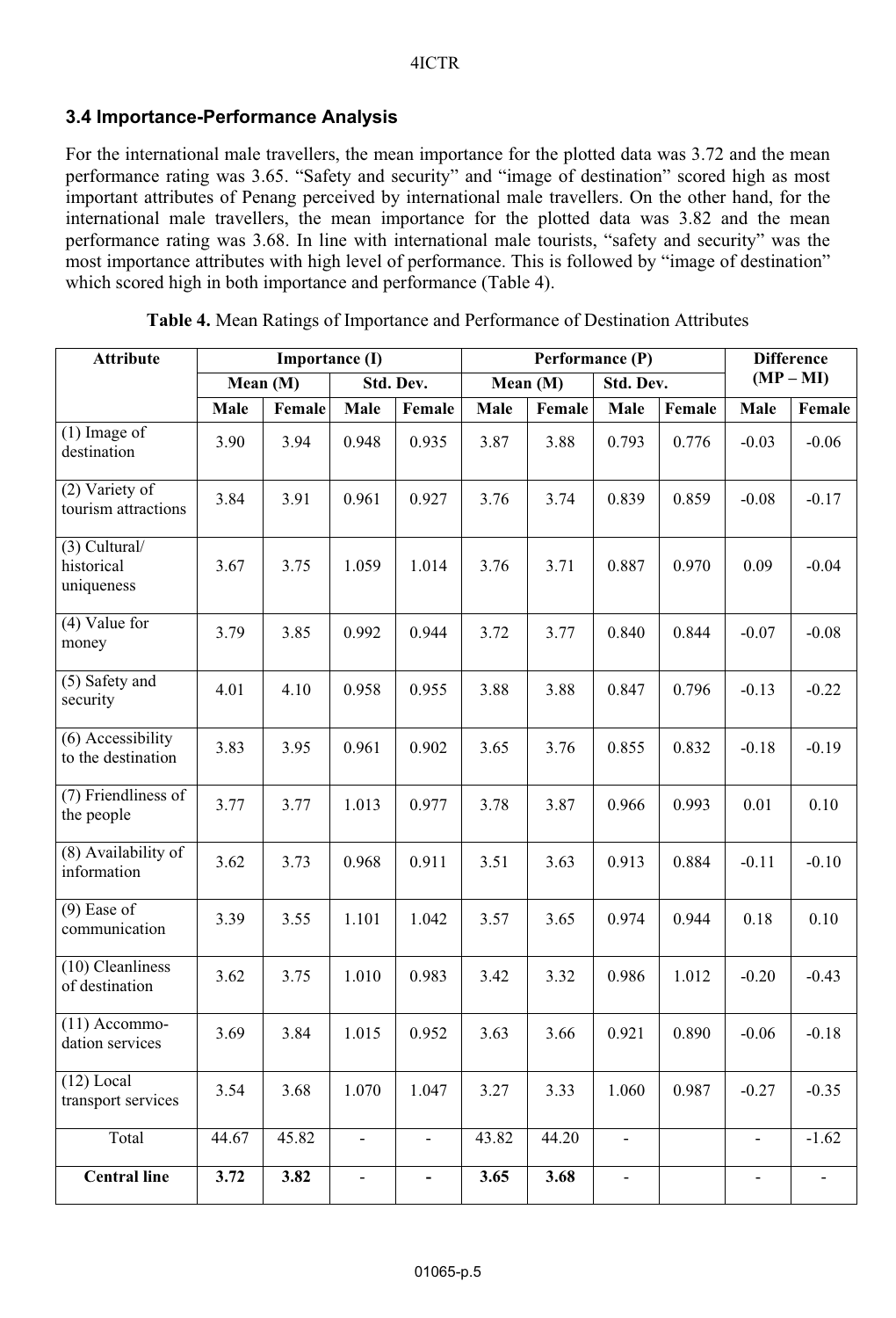### 3.4 Importance-Performance Analysis

For the international male travellers, the mean importance for the plotted data was 3.72 and the mean performance rating was 3.65. "Safety and security" and "image of destination" scored high as most important attributes of Penang perceived by international male travellers. On the other hand, for the international male travellers, the mean importance for the plotted data was 3.82 and the mean performance rating was 3.68. In line with international male tourists, "safety and security" was the most importance attributes with high level of performance. This is followed by "image of destination" which scored high in both importance and performance (Table 4).

**Table 4.** Mean Ratings of Importance and Performance of Destination Attributes

| Attribute | Importance (I) | | | | Performance (P) | | | | Difference (MP – MI) | |
|---|---|---|---|---|---|---|---|---|---|---|
| | Mean (M) | | Std. Dev. | | Mean (M) | | Std. Dev. | | | |
| | Male | Female | Male | Female | Male | Female | Male | Female | Male | Female |
| (1) Image of destination | 3.90 | 3.94 | 0.948 | 0.935 | 3.87 | 3.88 | 0.793 | 0.776 | -0.03 | -0.06 |
| (2) Variety of tourism attractions | 3.84 | 3.91 | 0.961 | 0.927 | 3.76 | 3.74 | 0.839 | 0.859 | -0.08 | -0.17 |
| (3) Cultural/ historical uniqueness | 3.67 | 3.75 | 1.059 | 1.014 | 3.76 | 3.71 | 0.887 | 0.970 | 0.09 | -0.04 |
| (4) Value for money | 3.79 | 3.85 | 0.992 | 0.944 | 3.72 | 3.77 | 0.840 | 0.844 | -0.07 | -0.08 |
| (5) Safety and security | 4.01 | 4.10 | 0.958 | 0.955 | 3.88 | 3.88 | 0.847 | 0.796 | -0.13 | -0.22 |
| (6) Accessibility to the destination | 3.83 | 3.95 | 0.961 | 0.902 | 3.65 | 3.76 | 0.855 | 0.832 | -0.18 | -0.19 |
| (7) Friendliness of the people | 3.77 | 3.77 | 1.013 | 0.977 | 3.78 | 3.87 | 0.966 | 0.993 | 0.01 | 0.10 |
| (8) Availability of information | 3.62 | 3.73 | 0.968 | 0.911 | 3.51 | 3.63 | 0.913 | 0.884 | -0.11 | -0.10 |
| (9) Ease of communication | 3.39 | 3.55 | 1.101 | 1.042 | 3.57 | 3.65 | 0.974 | 0.944 | 0.18 | 0.10 |
| (10) Cleanliness of destination | 3.62 | 3.75 | 1.010 | 0.983 | 3.42 | 3.32 | 0.986 | 1.012 | -0.20 | -0.43 |
| (11) Accommo-dation services | 3.69 | 3.84 | 1.015 | 0.952 | 3.63 | 3.66 | 0.921 | 0.890 | -0.06 | -0.18 |
| (12) Local transport services | 3.54 | 3.68 | 1.070 | 1.047 | 3.27 | 3.33 | 1.060 | 0.987 | -0.27 | -0.35 |
| Total | 44.67 | 45.82 | - | - | 43.82 | 44.20 | - | | - | -1.62 |
| **Central line** | **3.72** | **3.82** | - | **-** | **3.65** | **3.68** | - | | - | - |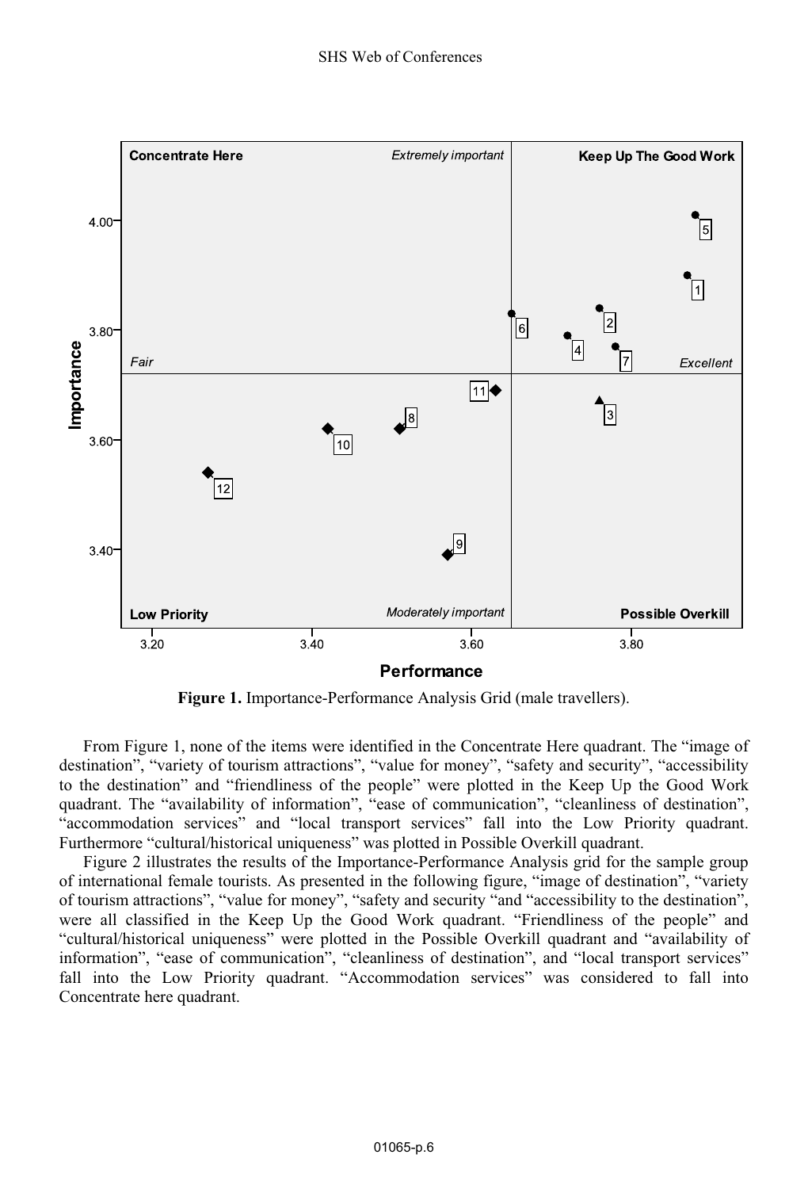**Figure 1.** Importance-Performance Analysis Grid (male travellers).

From Figure 1, none of the items were identified in the Concentrate Here quadrant. The "image of destination", "variety of tourism attractions", "value for money", "safety and security", "accessibility to the destination" and "friendliness of the people" were plotted in the Keep Up the Good Work quadrant. The "availability of information", "ease of communication", "cleanliness of destination", "accommodation services" and "local transport services" fall into the Low Priority quadrant. Furthermore "cultural/historical uniqueness" was plotted in Possible Overkill quadrant.

Figure 2 illustrates the results of the Importance-Performance Analysis grid for the sample group of international female tourists. As presented in the following figure, "image of destination", "variety of tourism attractions", "value for money", "safety and security "and "accessibility to the destination", were all classified in the Keep Up the Good Work quadrant. "Friendliness of the people" and "cultural/historical uniqueness" were plotted in the Possible Overkill quadrant and "availability of information", "ease of communication", "cleanliness of destination", and "local transport services" fall into the Low Priority quadrant. "Accommodation services" was considered to fall into Concentrate here quadrant.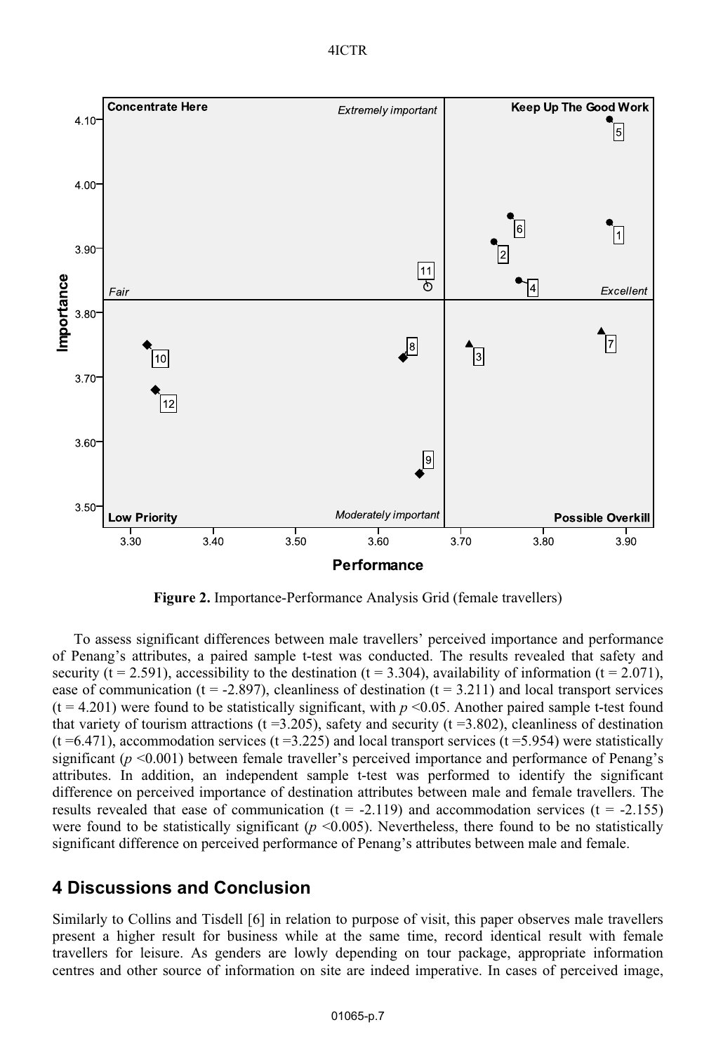**Figure 2.** Importance-Performance Analysis Grid (female travellers)

To assess significant differences between male travellers' perceived importance and performance of Penang's attributes, a paired sample t-test was conducted. The results revealed that safety and security ($t = 2.591$), accessibility to the destination ($t = 3.304$), availability of information ($t = 2.071$), ease of communication ($t = -2.897$), cleanliness of destination ($t = 3.211$) and local transport services ($t = 4.201$) were found to be statistically significant, with $p < 0.05$. Another paired sample t-test found that variety of tourism attractions ($t = 3.205$), safety and security ($t = 3.802$), cleanliness of destination ($t = 6.471$), accommodation services ($t = 3.225$) and local transport services ($t = 5.954$) were statistically significant ($p < 0.001$) between female traveller's perceived importance and performance of Penang's attributes. In addition, an independent sample t-test was performed to identify the significant difference on perceived importance of destination attributes between male and female travellers. The results revealed that ease of communication ($t = -2.119$) and accommodation services ($t = -2.155$) were found to be statistically significant ($p < 0.005$). Nevertheless, there found to be no statistically significant difference on perceived performance of Penang's attributes between male and female.

## 4 Discussions and Conclusion

Similarly to Collins and Tisdell [6] in relation to purpose of visit, this paper observes male travellers present a higher result for business while at the same time, record identical result with female travellers for leisure. As genders are lowly depending on tour package, appropriate information centres and other source of information on site are indeed imperative. In cases of perceived image,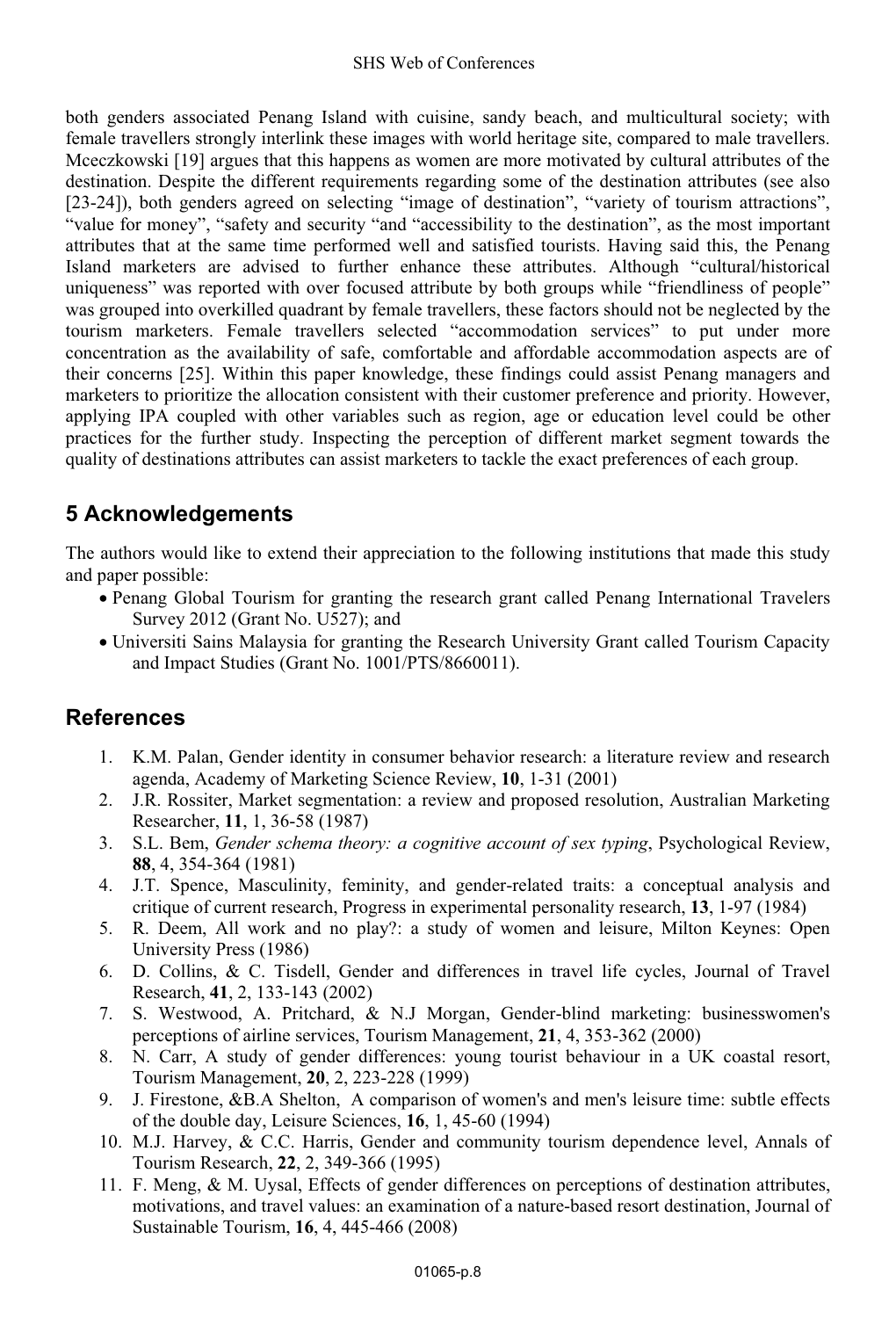both genders associated Penang Island with cuisine, sandy beach, and multicultural society; with female travellers strongly interlink these images with world heritage site, compared to male travellers. Mceczkowski [19] argues that this happens as women are more motivated by cultural attributes of the destination. Despite the different requirements regarding some of the destination attributes (see also [23-24]), both genders agreed on selecting "image of destination", "variety of tourism attractions", "value for money", "safety and security "and "accessibility to the destination", as the most important attributes that at the same time performed well and satisfied tourists. Having said this, the Penang Island marketers are advised to further enhance these attributes. Although "cultural/historical uniqueness" was reported with over focused attribute by both groups while "friendliness of people" was grouped into overkilled quadrant by female travellers, these factors should not be neglected by the tourism marketers. Female travellers selected "accommodation services" to put under more concentration as the availability of safe, comfortable and affordable accommodation aspects are of their concerns [25]. Within this paper knowledge, these findings could assist Penang managers and marketers to prioritize the allocation consistent with their customer preference and priority. However, applying IPA coupled with other variables such as region, age or education level could be other practices for the further study. Inspecting the perception of different market segment towards the quality of destinations attributes can assist marketers to tackle the exact preferences of each group.

## 5 Acknowledgements

The authors would like to extend their appreciation to the following institutions that made this study and paper possible:

- Penang Global Tourism for granting the research grant called Penang International Travelers Survey 2012 (Grant No. U527); and
- Universiti Sains Malaysia for granting the Research University Grant called Tourism Capacity and Impact Studies (Grant No. 1001/PTS/8660011).

## References

1. K.M. Palan, Gender identity in consumer behavior research: a literature review and research agenda, Academy of Marketing Science Review, **10**, 1-31 (2001)
2. J.R. Rossiter, Market segmentation: a review and proposed resolution, Australian Marketing Researcher, **11**, 1, 36-58 (1987)
3. S.L. Bem, *Gender schema theory: a cognitive account of sex typing*, Psychological Review, **88**, 4, 354-364 (1981)
4. J.T. Spence, Masculinity, feminity, and gender-related traits: a conceptual analysis and critique of current research, Progress in experimental personality research, **13**, 1-97 (1984)
5. R. Deem, All work and no play?: a study of women and leisure, Milton Keynes: Open University Press (1986)
6. D. Collins, & C. Tisdell, Gender and differences in travel life cycles, Journal of Travel Research, **41**, 2, 133-143 (2002)
7. S. Westwood, A. Pritchard, & N.J Morgan, Gender-blind marketing: businesswomen's perceptions of airline services, Tourism Management, **21**, 4, 353-362 (2000)
8. N. Carr, A study of gender differences: young tourist behaviour in a UK coastal resort, Tourism Management, **20**, 2, 223-228 (1999)
9. J. Firestone, &B.A Shelton, A comparison of women's and men's leisure time: subtle effects of the double day, Leisure Sciences, **16**, 1, 45-60 (1994)
10. M.J. Harvey, & C.C. Harris, Gender and community tourism dependence level, Annals of Tourism Research, **22**, 2, 349-366 (1995)
11. F. Meng, & M. Uysal, Effects of gender differences on perceptions of destination attributes, motivations, and travel values: an examination of a nature-based resort destination, Journal of Sustainable Tourism, **16**, 4, 445-466 (2008)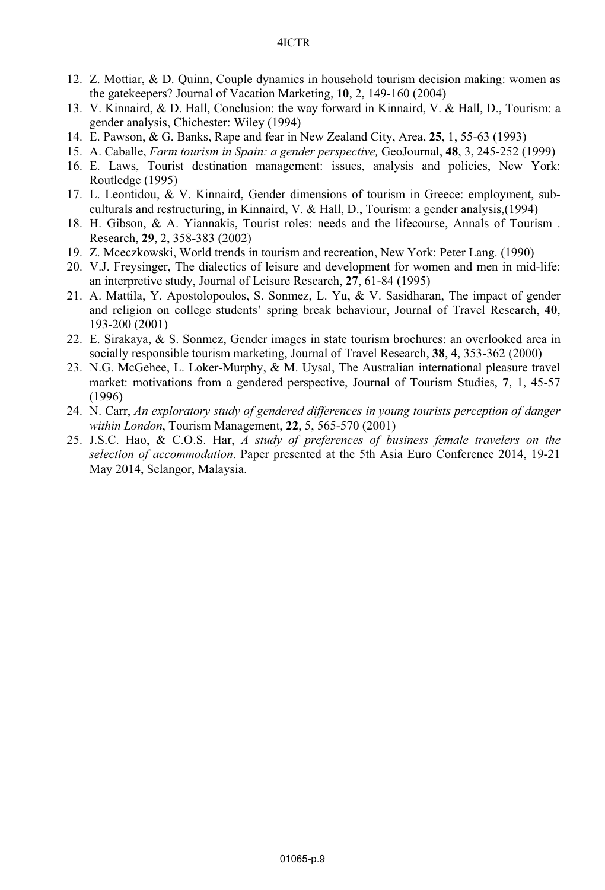12. Z. Mottiar, & D. Quinn, Couple dynamics in household tourism decision making: women as the gatekeepers? Journal of Vacation Marketing, **10**, 2, 149-160 (2004)
13. V. Kinnaird, & D. Hall, Conclusion: the way forward in Kinnaird, V. & Hall, D., Tourism: a gender analysis, Chichester: Wiley (1994)
14. E. Pawson, & G. Banks, Rape and fear in New Zealand City, Area, **25**, 1, 55-63 (1993)
15. A. Caballe, *Farm tourism in Spain: a gender perspective,* GeoJournal, **48**, 3, 245-252 (1999)
16. E. Laws, Tourist destination management: issues, analysis and policies, New York: Routledge (1995)
17. L. Leontidou, & V. Kinnaird, Gender dimensions of tourism in Greece: employment, sub-culturals and restructuring, in Kinnaird, V. & Hall, D., Tourism: a gender analysis,(1994)
18. H. Gibson, & A. Yiannakis, Tourist roles: needs and the lifecourse, Annals of Tourism . Research, **29**, 2, 358-383 (2002)
19. Z. Mceczkowski, World trends in tourism and recreation, New York: Peter Lang. (1990)
20. V.J. Freysinger, The dialectics of leisure and development for women and men in mid-life: an interpretive study, Journal of Leisure Research, **27**, 61-84 (1995)
21. A. Mattila, Y. Apostolopoulos, S. Sonmez, L. Yu, & V. Sasidharan, The impact of gender and religion on college students' spring break behaviour, Journal of Travel Research, **40**, 193-200 (2001)
22. E. Sirakaya, & S. Sonmez, Gender images in state tourism brochures: an overlooked area in socially responsible tourism marketing, Journal of Travel Research, **38**, 4, 353-362 (2000)
23. N.G. McGehee, L. Loker-Murphy, & M. Uysal, The Australian international pleasure travel market: motivations from a gendered perspective, Journal of Tourism Studies, **7**, 1, 45-57 (1996)
24. N. Carr, *An exploratory study of gendered differences in young tourists perception of danger within London*, Tourism Management, **22**, 5, 565-570 (2001)
25. J.S.C. Hao, & C.O.S. Har, *A study of preferences of business female travelers on the selection of accommodation*. Paper presented at the 5th Asia Euro Conference 2014, 19-21 May 2014, Selangor, Malaysia.